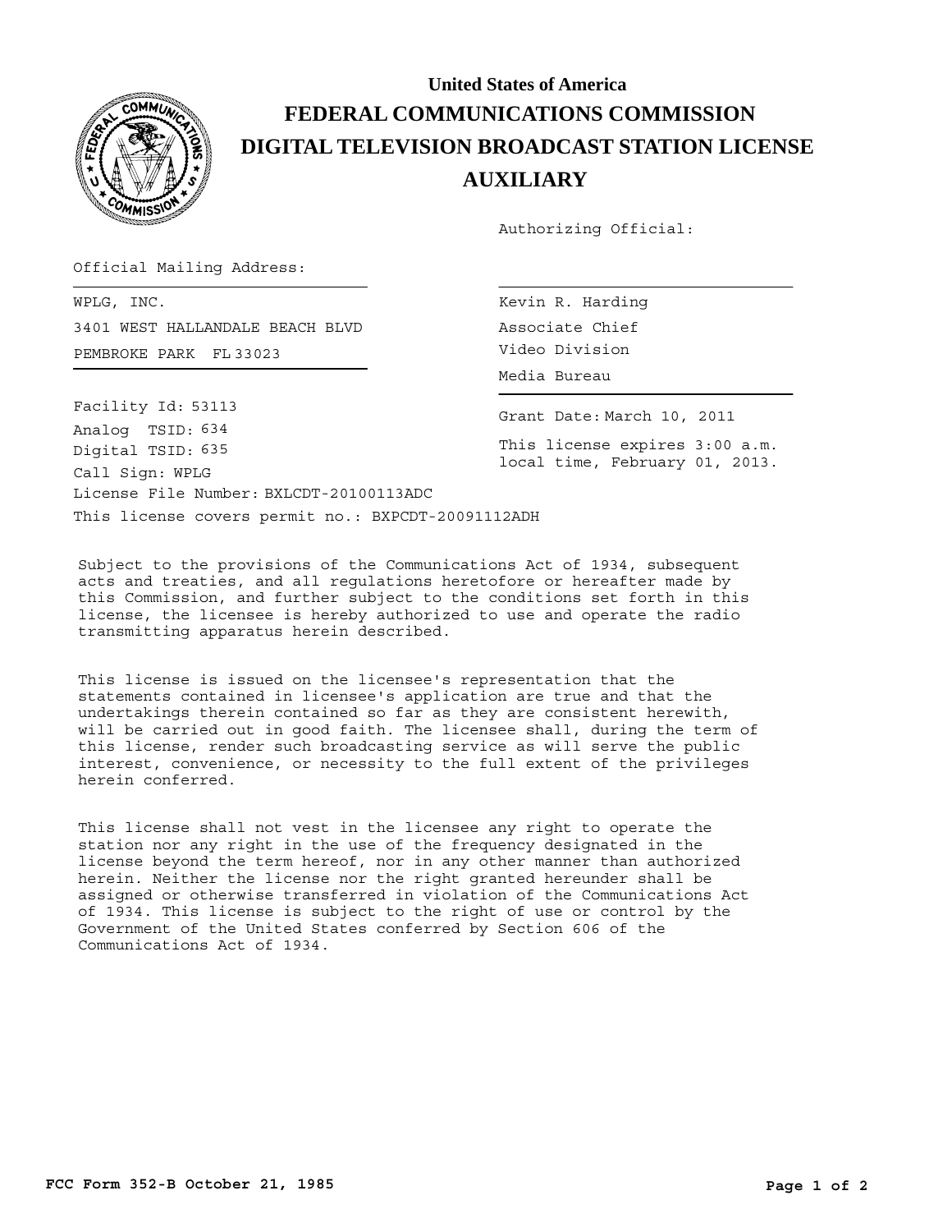**United States of America**

# FEDERAL COMMUNICATIONS COMMISSION
# DIGITAL TELEVISION BROADCAST STATION LICENSE
## AUXILIARY

Authorizing Official:

Official Mailing Address:

WPLG, INC.
3401 WEST HALLANDALE BEACH BLVD
PEMBROKE PARK FL 33023

Kevin R. Harding
Associate Chief
Video Division
Media Bureau

Facility Id: 53113
Analog TSID: 634
Digital TSID: 635
Call Sign: WPLG
License File Number: BXLCDT-20100113ADC

Grant Date: March 10, 2011

This license expires 3:00 a.m. local time, February 01, 2013.

This license covers permit no.: BXPCDT-20091112ADH

Subject to the provisions of the Communications Act of 1934, subsequent acts and treaties, and all regulations heretofore or hereafter made by this Commission, and further subject to the conditions set forth in this license, the licensee is hereby authorized to use and operate the radio transmitting apparatus herein described.

This license is issued on the licensee's representation that the statements contained in licensee's application are true and that the undertakings therein contained so far as they are consistent herewith, will be carried out in good faith. The licensee shall, during the term of this license, render such broadcasting service as will serve the public interest, convenience, or necessity to the full extent of the privileges herein conferred.

This license shall not vest in the licensee any right to operate the station nor any right in the use of the frequency designated in the license beyond the term hereof, nor in any other manner than authorized herein. Neither the license nor the right granted hereunder shall be assigned or otherwise transferred in violation of the Communications Act of 1934. This license is subject to the right of use or control by the Government of the United States conferred by Section 606 of the Communications Act of 1934.

**FCC Form 352-B October 21, 1985**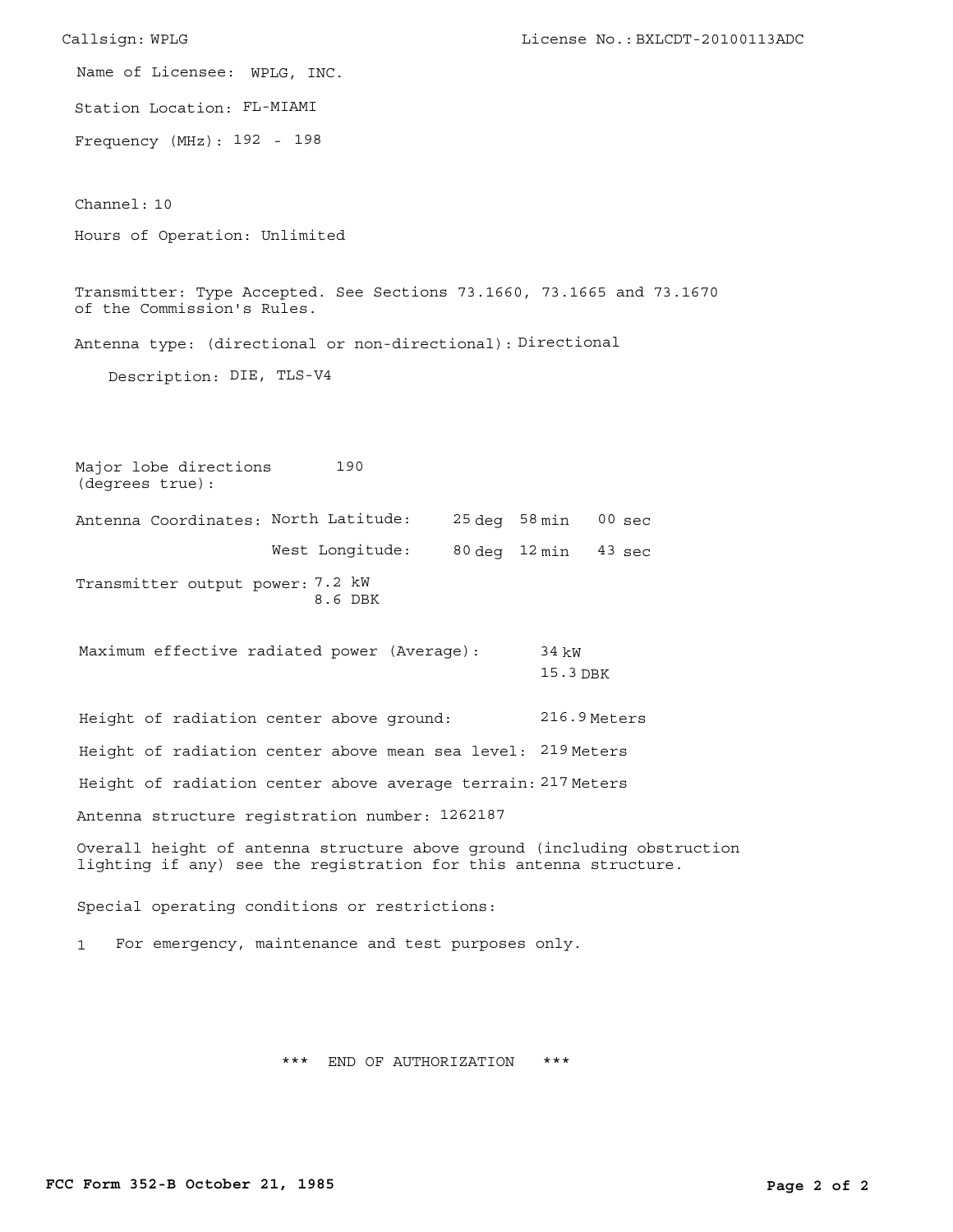Callsign: WPLG License No.: BXLCDT-20100113ADC

Name of Licensee: WPLG, INC.

Station Location: FL-MIAMI

Frequency (MHz): 192 - 198

Channel: 10

Hours of Operation: Unlimited

Transmitter: Type Accepted. See Sections 73.1660, 73.1665 and 73.1670 of the Commission's Rules.

Antenna type: (directional or non-directional): Directional

Description: DIE, TLS-V4

Major lobe directions (degrees true): 190

Antenna Coordinates: North Latitude: 25 deg 58 min 00 sec

West Longitude: 80 deg 12 min 43 sec

Transmitter output power: 7.2 kW
8.6 DBK

Maximum effective radiated power (Average): 34 kW
15.3 DBK

Height of radiation center above ground: 216.9 Meters

Height of radiation center above mean sea level: 219 Meters

Height of radiation center above average terrain: 217 Meters

Antenna structure registration number: 1262187

Overall height of antenna structure above ground (including obstruction lighting if any) see the registration for this antenna structure.

Special operating conditions or restrictions:

1 For emergency, maintenance and test purposes only.

\*\*\* END OF AUTHORIZATION \*\*\*

FCC Form 352-B October 21, 1985